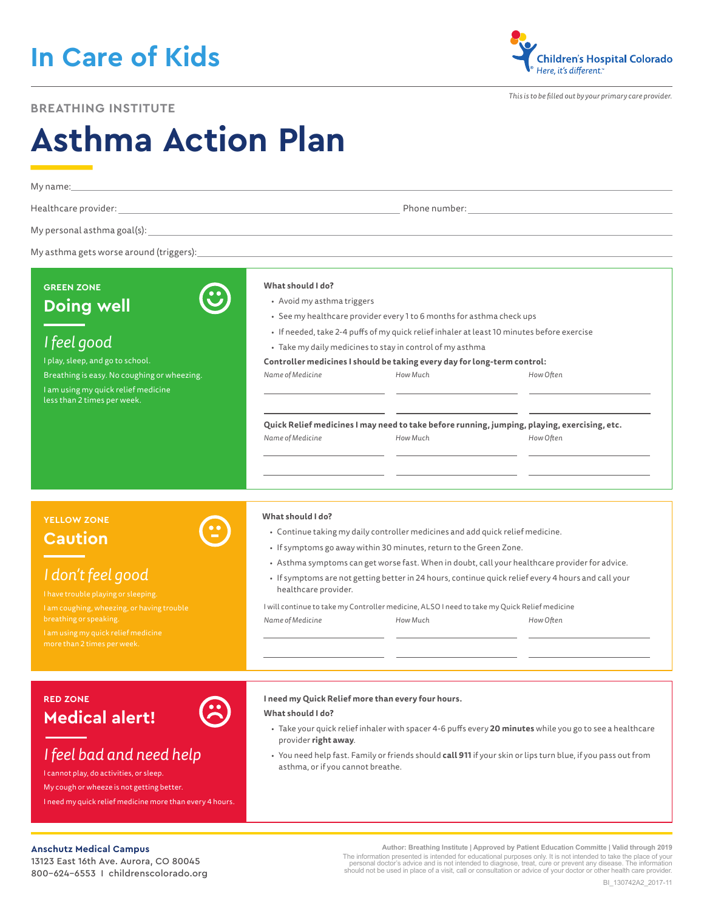# In Care of Kids

Children's Hospital Colorado
*Here, it's different.*™

*This is to be filled out by your primary care provider.*

BREATHING INSTITUTE

# Asthma Action Plan

My name: ______________________________

Healthcare provider: ______________________________ Phone number: ______________________________

My personal asthma goal(s): ______________________________

My asthma gets worse around (triggers): ______________________________

## GREEN ZONE

### Doing well

*I feel good*

I play, sleep, and go to school.

Breathing is easy. No coughing or wheezing.

I am using my quick relief medicine less than 2 times per week.

**What should I do?**

- Avoid my asthma triggers
- See my healthcare provider every 1 to 6 months for asthma check ups
- If needed, take 2-4 puffs of my quick relief inhaler at least 10 minutes before exercise
- Take my daily medicines to stay in control of my asthma

**Controller medicines I should be taking every day for long-term control:**

| *Name of Medicine* | *How Much* | *How Often* |
|---|---|---|
| | | |
| | | |

**Quick Relief medicines I may need to take before running, jumping, playing, exercising, etc.**

| *Name of Medicine* | *How Much* | *How Often* |
|---|---|---|
| | | |
| | | |

## YELLOW ZONE

### Caution

*I don't feel good*

I have trouble playing or sleeping.

I am coughing, wheezing, or having trouble breathing or speaking.

I am using my quick relief medicine more than 2 times per week.

**What should I do?**

- Continue taking my daily controller medicines and add quick relief medicine.
- If symptoms go away within 30 minutes, return to the Green Zone.
- Asthma symptoms can get worse fast. When in doubt, call your healthcare provider for advice.
- If symptoms are not getting better in 24 hours, continue quick relief every 4 hours and call your healthcare provider.

I will continue to take my Controller medicine, ALSO I need to take my Quick Relief medicine

| *Name of Medicine* | *How Much* | *How Often* |
|---|---|---|
| | | |
| | | |

## RED ZONE

### Medical alert!

*I feel bad and need help*

I cannot play, do activities, or sleep.

My cough or wheeze is not getting better.

I need my quick relief medicine more than every 4 hours.

**I need my Quick Relief more than every four hours.**

**What should I do?**

- Take your quick relief inhaler with spacer 4-6 puffs every **20 minutes** while you go to see a healthcare provider **right away**.
- You need help fast. Family or friends should **call 911** if your skin or lips turn blue, if you pass out from asthma, or if you cannot breathe.

**Anschutz Medical Campus**
13123 East 16th Ave. Aurora, CO 80045
800–624–6553 | childrenscolorado.org

**Author: Breathing Institute | Approved by Patient Education Committe | Valid through 2019**
The information presented is intended for educational purposes only. It is not intended to take the place of your personal doctor's advice and is not intended to diagnose, treat, cure or prevent any disease. The information should not be used in place of a visit, call or consultation or advice of your doctor or other health care provider.

BI_130742A2_2017-11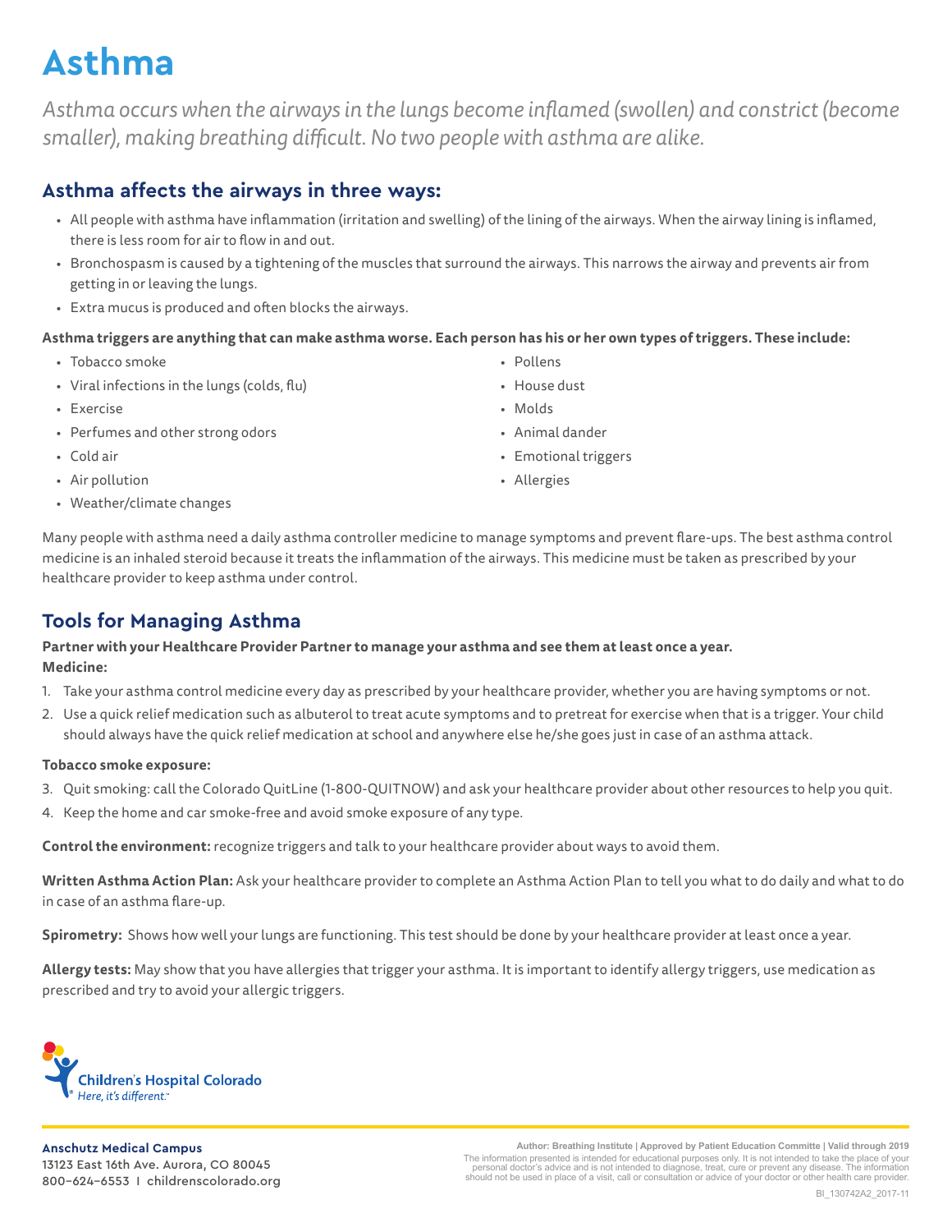# Asthma

*Asthma occurs when the airways in the lungs become inflamed (swollen) and constrict (become smaller), making breathing difficult. No two people with asthma are alike.*

## Asthma affects the airways in three ways:

- All people with asthma have inflammation (irritation and swelling) of the lining of the airways. When the airway lining is inflamed, there is less room for air to flow in and out.
- Bronchospasm is caused by a tightening of the muscles that surround the airways. This narrows the airway and prevents air from getting in or leaving the lungs.
- Extra mucus is produced and often blocks the airways.

**Asthma triggers are anything that can make asthma worse. Each person has his or her own types of triggers. These include:**

- Tobacco smoke
- Viral infections in the lungs (colds, flu)
- Exercise
- Perfumes and other strong odors
- Cold air
- Air pollution
- Weather/climate changes
- Pollens
- House dust
- Molds
- Animal dander
- Emotional triggers
- Allergies

Many people with asthma need a daily asthma controller medicine to manage symptoms and prevent flare-ups. The best asthma control medicine is an inhaled steroid because it treats the inflammation of the airways. This medicine must be taken as prescribed by your healthcare provider to keep asthma under control.

## Tools for Managing Asthma

**Partner with your Healthcare Provider Partner to manage your asthma and see them at least once a year.**

**Medicine:**

1. Take your asthma control medicine every day as prescribed by your healthcare provider, whether you are having symptoms or not.
2. Use a quick relief medication such as albuterol to treat acute symptoms and to pretreat for exercise when that is a trigger. Your child should always have the quick relief medication at school and anywhere else he/she goes just in case of an asthma attack.

**Tobacco smoke exposure:**

3. Quit smoking: call the Colorado QuitLine (1-800-QUITNOW) and ask your healthcare provider about other resources to help you quit.
4. Keep the home and car smoke-free and avoid smoke exposure of any type.

**Control the environment:** recognize triggers and talk to your healthcare provider about ways to avoid them.

**Written Asthma Action Plan:** Ask your healthcare provider to complete an Asthma Action Plan to tell you what to do daily and what to do in case of an asthma flare-up.

**Spirometry:** Shows how well your lungs are functioning. This test should be done by your healthcare provider at least once a year.

**Allergy tests:** May show that you have allergies that trigger your asthma. It is important to identify allergy triggers, use medication as prescribed and try to avoid your allergic triggers.

Children's Hospital Colorado
*Here, it's different.*

**Anschutz Medical Campus**
13123 East 16th Ave. Aurora, CO 80045
800–624–6553 | childrenscolorado.org

**Author: Breathing Institute | Approved by Patient Education Committe | Valid through 2019**
The information presented is intended for educational purposes only. It is not intended to take the place of your personal doctor's advice and is not intended to diagnose, treat, cure or prevent any disease. The information should not be used in place of a visit, call or consultation or advice of your doctor or other health care provider.

BI_130742A2_2017-11